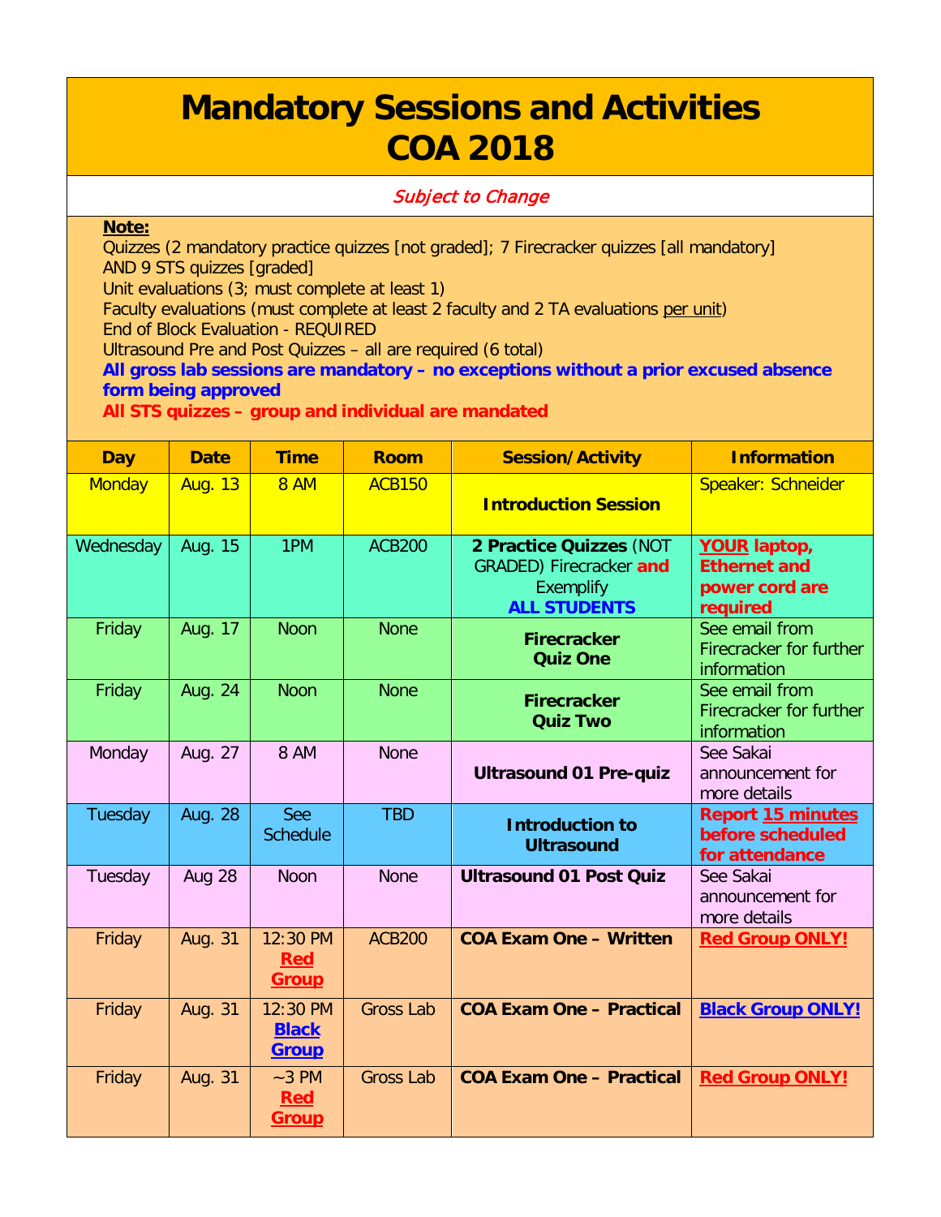# Mandatory Sessions and Activities COA 2018

*Subject to Change*

**Note:**

Quizzes (2 mandatory practice quizzes [not graded]; 7 Firecracker quizzes [all mandatory] AND 9 STS quizzes [graded]

Unit evaluations (3; must complete at least 1)

Faculty evaluations (must complete at least 2 faculty and 2 TA evaluations per unit)

End of Block Evaluation - REQUIRED

Ultrasound Pre and Post Quizzes – all are required (6 total)

**All gross lab sessions are mandatory – no exceptions without a prior excused absence form being approved**

**All STS quizzes – group and individual are mandated**

| Day | Date | Time | Room | Session/Activity | Information |
|---|---|---|---|---|---|
| Monday | Aug. 13 | 8 AM | ACB150 | **Introduction Session** | Speaker: Schneider |
| Wednesday | Aug. 15 | 1PM | ACB200 | **2 Practice Quizzes** (NOT GRADED) Firecracker **and** Exemplify **ALL STUDENTS** | **YOUR laptop, Ethernet and power cord are required** |
| Friday | Aug. 17 | Noon | None | **Firecracker Quiz One** | See email from Firecracker for further information |
| Friday | Aug. 24 | Noon | None | **Firecracker Quiz Two** | See email from Firecracker for further information |
| Monday | Aug. 27 | 8 AM | None | **Ultrasound 01 Pre-quiz** | See Sakai announcement for more details |
| Tuesday | Aug. 28 | See Schedule | TBD | **Introduction to Ultrasound** | **Report 15 minutes before scheduled for attendance** |
| Tuesday | Aug 28 | Noon | None | **Ultrasound 01 Post Quiz** | See Sakai announcement for more details |
| Friday | Aug. 31 | 12:30 PM **Red Group** | ACB200 | **COA Exam One – Written** | **Red Group ONLY!** |
| Friday | Aug. 31 | 12:30 PM **Black Group** | Gross Lab | **COA Exam One – Practical** | **Black Group ONLY!** |
| Friday | Aug. 31 | ~3 PM **Red Group** | Gross Lab | **COA Exam One – Practical** | **Red Group ONLY!** |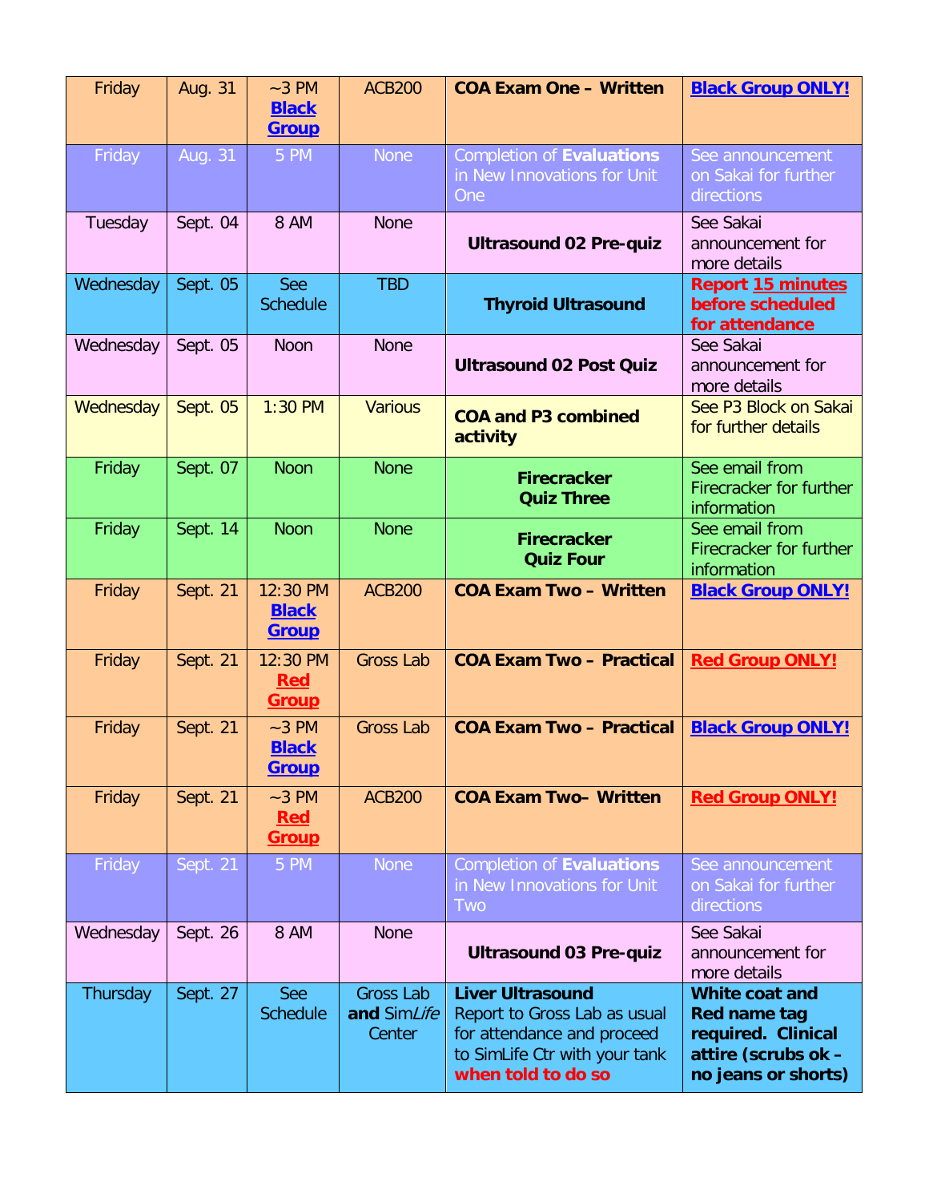| Friday | Aug. 31 | ~3 PM **Black Group** | ACB200 | **COA Exam One – Written** | **Black Group ONLY!** |
|---|---|---|---|---|---|
| Friday | Aug. 31 | 5 PM | None | Completion of **Evaluations** in New Innovations for Unit One | See announcement on Sakai for further directions |
| Tuesday | Sept. 04 | 8 AM | None | **Ultrasound 02 Pre-quiz** | See Sakai announcement for more details |
| Wednesday | Sept. 05 | See Schedule | TBD | **Thyroid Ultrasound** | **Report 15 minutes before scheduled for attendance** |
| Wednesday | Sept. 05 | Noon | None | **Ultrasound 02 Post Quiz** | See Sakai announcement for more details |
| Wednesday | Sept. 05 | 1:30 PM | Various | **COA and P3 combined activity** | See P3 Block on Sakai for further details |
| Friday | Sept. 07 | Noon | None | **Firecracker Quiz Three** | See email from Firecracker for further information |
| Friday | Sept. 14 | Noon | None | **Firecracker Quiz Four** | See email from Firecracker for further information |
| Friday | Sept. 21 | 12:30 PM **Black Group** | ACB200 | **COA Exam Two – Written** | **Black Group ONLY!** |
| Friday | Sept. 21 | 12:30 PM **Red Group** | Gross Lab | **COA Exam Two – Practical** | **Red Group ONLY!** |
| Friday | Sept. 21 | ~3 PM **Black Group** | Gross Lab | **COA Exam Two – Practical** | **Black Group ONLY!** |
| Friday | Sept. 21 | ~3 PM **Red Group** | ACB200 | **COA Exam Two– Written** | **Red Group ONLY!** |
| Friday | Sept. 21 | 5 PM | None | Completion of **Evaluations** in New Innovations for Unit Two | See announcement on Sakai for further directions |
| Wednesday | Sept. 26 | 8 AM | None | **Ultrasound 03 Pre-quiz** | See Sakai announcement for more details |
| Thursday | Sept. 27 | See Schedule | Gross Lab **and** Sim*Life* Center | **Liver Ultrasound** Report to Gross Lab as usual for attendance and proceed to SimLife Ctr with your tank **when told to do so** | **White coat and Red name tag required. Clinical attire (scrubs ok – no jeans or shorts)** |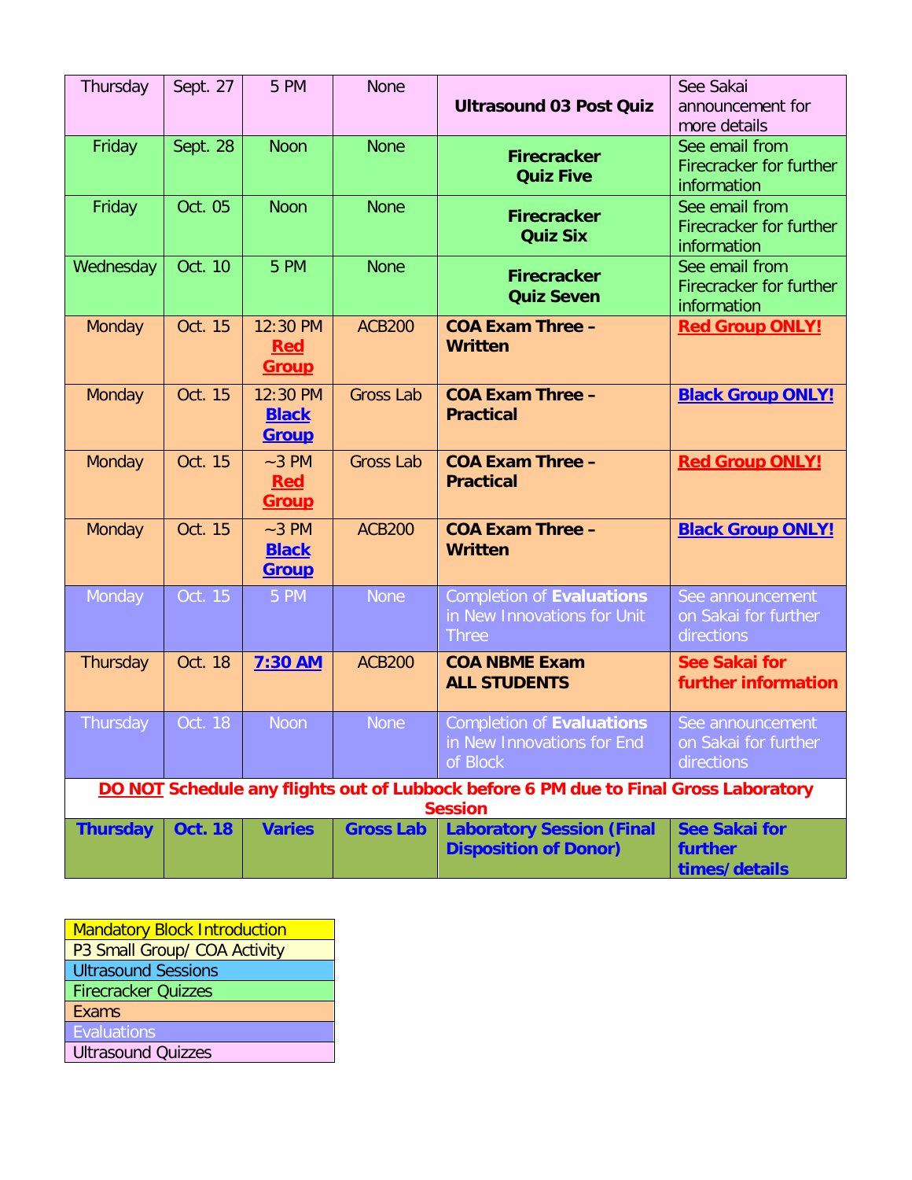| | | | | | |
|---|---|---|---|---|---|
| Thursday | Sept. 27 | 5 PM | None | **Ultrasound 03 Post Quiz** | See Sakai announcement for more details |
| Friday | Sept. 28 | Noon | None | **Firecracker Quiz Five** | See email from Firecracker for further information |
| Friday | Oct. 05 | Noon | None | **Firecracker Quiz Six** | See email from Firecracker for further information |
| Wednesday | Oct. 10 | 5 PM | None | **Firecracker Quiz Seven** | See email from Firecracker for further information |
| Monday | Oct. 15 | 12:30 PM **Red Group** | ACB200 | **COA Exam Three – Written** | **Red Group ONLY!** |
| Monday | Oct. 15 | 12:30 PM **Black Group** | Gross Lab | **COA Exam Three – Practical** | **Black Group ONLY!** |
| Monday | Oct. 15 | ~3 PM **Red Group** | Gross Lab | **COA Exam Three – Practical** | **Red Group ONLY!** |
| Monday | Oct. 15 | ~3 PM **Black Group** | ACB200 | **COA Exam Three – Written** | **Black Group ONLY!** |
| Monday | Oct. 15 | 5 PM | None | Completion of **Evaluations** in New Innovations for Unit Three | See announcement on Sakai for further directions |
| Thursday | Oct. 18 | **7:30 AM** | ACB200 | **COA NBME Exam ALL STUDENTS** | **See Sakai for further information** |
| Thursday | Oct. 18 | Noon | None | Completion of **Evaluations** in New Innovations for End of Block | See announcement on Sakai for further directions |
| **DO NOT Schedule any flights out of Lubbock before 6 PM due to Final Gross Laboratory Session** | | | | | |
| **Thursday** | **Oct. 18** | **Varies** | **Gross Lab** | **Laboratory Session (Final Disposition of Donor)** | **See Sakai for further times/details** |

| |
|---|
| Mandatory Block Introduction |
| P3 Small Group/ COA Activity |
| Ultrasound Sessions |
| Firecracker Quizzes |
| Exams |
| Evaluations |
| Ultrasound Quizzes |